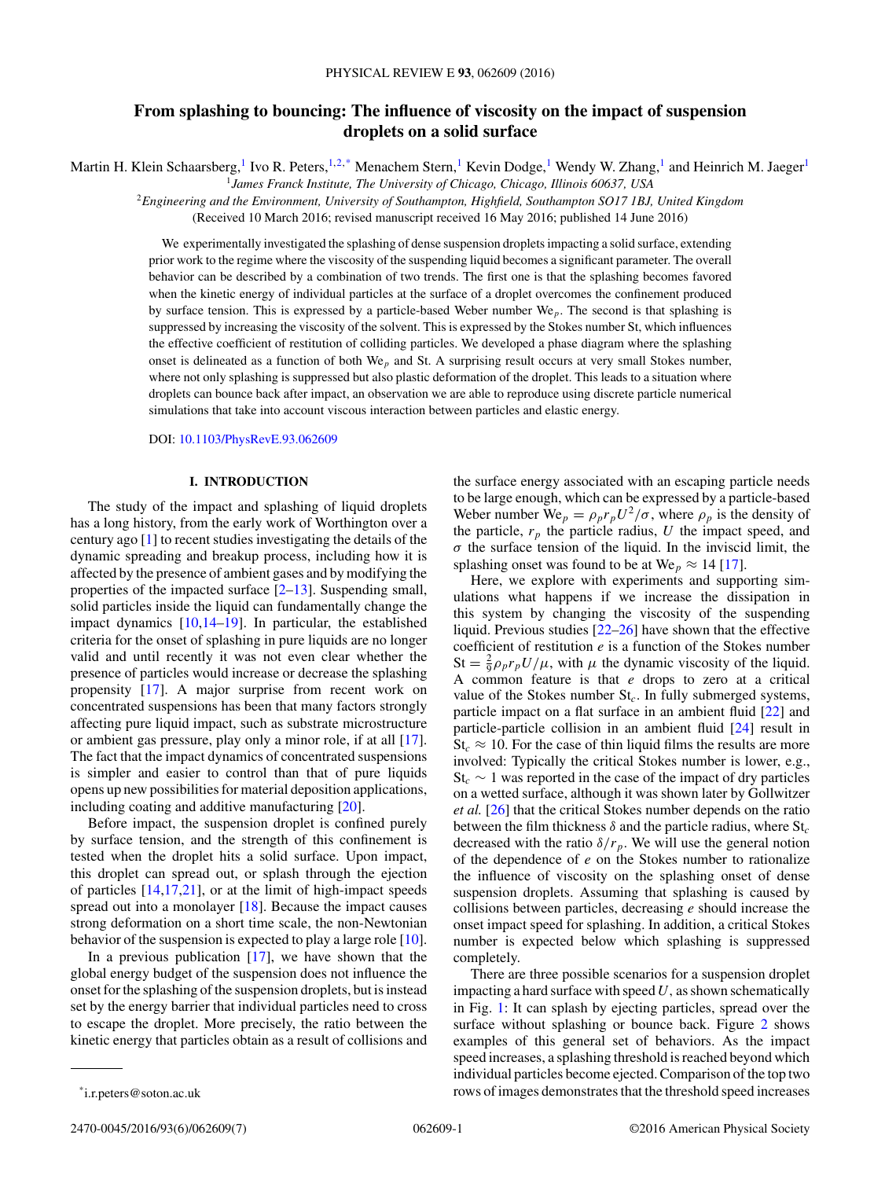# From splashing to bouncing: The influence of viscosity on the impact of suspension droplets on a solid surface

Martin H. Klein Schaarsberg,[1] Ivo R. Peters,[1,2,*] Menachem Stern,[1] Kevin Dodge,[1] Wendy W. Zhang,[1] and Heinrich M. Jaeger[1]

[1] *James Franck Institute, The University of Chicago, Chicago, Illinois 60637, USA*

[2] *Engineering and the Environment, University of Southampton, Highfield, Southampton SO17 1BJ, United Kingdom*

(Received 10 March 2016; revised manuscript received 16 May 2016; published 14 June 2016)

We experimentally investigated the splashing of dense suspension droplets impacting a solid surface, extending prior work to the regime where the viscosity of the suspending liquid becomes a significant parameter. The overall behavior can be described by a combination of two trends. The first one is that the splashing becomes favored when the kinetic energy of individual particles at the surface of a droplet overcomes the confinement produced by surface tension. This is expressed by a particle-based Weber number $\mathrm{We}_p$. The second is that splashing is suppressed by increasing the viscosity of the solvent. This is expressed by the Stokes number St, which influences the effective coefficient of restitution of colliding particles. We developed a phase diagram where the splashing onset is delineated as a function of both $\mathrm{We}_p$ and St. A surprising result occurs at very small Stokes number, where not only splashing is suppressed but also plastic deformation of the droplet. This leads to a situation where droplets can bounce back after impact, an observation we are able to reproduce using discrete particle numerical simulations that take into account viscous interaction between particles and elastic energy.

DOI: 10.1103/PhysRevE.93.062609

## I. INTRODUCTION

The study of the impact and splashing of liquid droplets has a long history, from the early work of Worthington over a century ago [1] to recent studies investigating the details of the dynamic spreading and breakup process, including how it is affected by the presence of ambient gases and by modifying the properties of the impacted surface [2–13]. Suspending small, solid particles inside the liquid can fundamentally change the impact dynamics [10,14–19]. In particular, the established criteria for the onset of splashing in pure liquids are no longer valid and until recently it was not even clear whether the presence of particles would increase or decrease the splashing propensity [17]. A major surprise from recent work on concentrated suspensions has been that many factors strongly affecting pure liquid impact, such as substrate microstructure or ambient gas pressure, play only a minor role, if at all [17]. The fact that the impact dynamics of concentrated suspensions is simpler and easier to control than that of pure liquids opens up new possibilities for material deposition applications, including coating and additive manufacturing [20].

Before impact, the suspension droplet is confined purely by surface tension, and the strength of this confinement is tested when the droplet hits a solid surface. Upon impact, this droplet can spread out, or splash through the ejection of particles [14,17,21], or at the limit of high-impact speeds spread out into a monolayer [18]. Because the impact causes strong deformation on a short time scale, the non-Newtonian behavior of the suspension is expected to play a large role [10].

In a previous publication [17], we have shown that the global energy budget of the suspension does not influence the onset for the splashing of the suspension droplets, but is instead set by the energy barrier that individual particles need to cross to escape the droplet. More precisely, the ratio between the kinetic energy that particles obtain as a result of collisions and the surface energy associated with an escaping particle needs to be large enough, which can be expressed by a particle-based Weber number $\mathrm{We}_p = \rho_p r_p U^2/\sigma$, where $\rho_p$ is the density of the particle, $r_p$ the particle radius, $U$ the impact speed, and $\sigma$ the surface tension of the liquid. In the inviscid limit, the splashing onset was found to be at $\mathrm{We}_p \approx 14$ [17].

Here, we explore with experiments and supporting simulations what happens if we increase the dissipation in this system by changing the viscosity of the suspending liquid. Previous studies [22–26] have shown that the effective coefficient of restitution $e$ is a function of the Stokes number $\mathrm{St} = \frac{2}{9}\rho_p r_p U/\mu$, with $\mu$ the dynamic viscosity of the liquid. A common feature is that $e$ drops to zero at a critical value of the Stokes number $\mathrm{St}_c$. In fully submerged systems, particle impact on a flat surface in an ambient fluid [22] and particle-particle collision in an ambient fluid [24] result in $\mathrm{St}_c \approx 10$. For the case of thin liquid films the results are more involved: Typically the critical Stokes number is lower, e.g., $\mathrm{St}_c \sim 1$ was reported in the case of the impact of dry particles on a wetted surface, although it was shown later by Gollwitzer *et al.* [26] that the critical Stokes number depends on the ratio between the film thickness $\delta$ and the particle radius, where $\mathrm{St}_c$ decreased with the ratio $\delta/r_p$. We will use the general notion of the dependence of $e$ on the Stokes number to rationalize the influence of viscosity on the splashing onset of dense suspension droplets. Assuming that splashing is caused by collisions between particles, decreasing $e$ should increase the onset impact speed for splashing. In addition, a critical Stokes number is expected below which splashing is suppressed completely.

There are three possible scenarios for a suspension droplet impacting a hard surface with speed $U$, as shown schematically in Fig. 1: It can splash by ejecting particles, spread over the surface without splashing or bounce back. Figure 2 shows examples of this general set of behaviors. As the impact speed increases, a splashing threshold is reached beyond which individual particles become ejected. Comparison of the top two rows of images demonstrates that the threshold speed increases

---

*i.r.peters@soton.ac.uk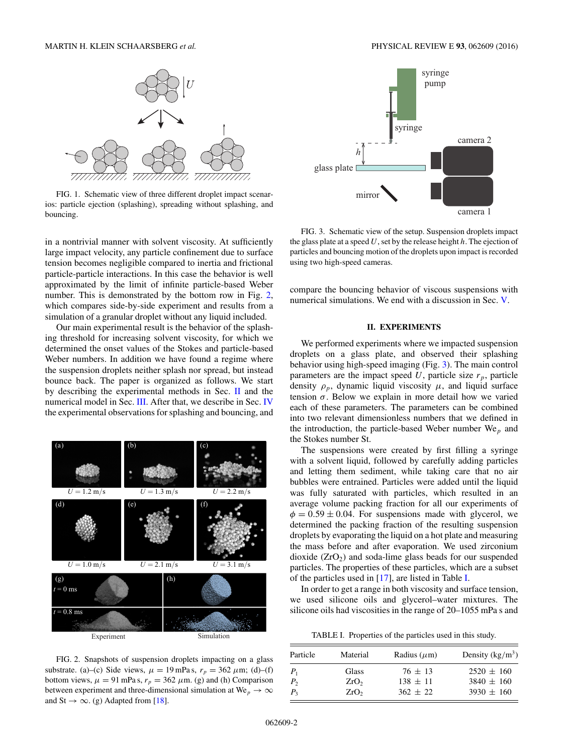FIG. 1. Schematic view of three different droplet impact scenarios: particle ejection (splashing), spreading without splashing, and bouncing.

in a nontrivial manner with solvent viscosity. At sufficiently large impact velocity, any particle confinement due to surface tension becomes negligible compared to inertia and frictional particle-particle interactions. In this case the behavior is well approximated by the limit of infinite particle-based Weber number. This is demonstrated by the bottom row in Fig. 2, which compares side-by-side experiment and results from a simulation of a granular droplet without any liquid included.

Our main experimental result is the behavior of the splashing threshold for increasing solvent viscosity, for which we determined the onset values of the Stokes and particle-based Weber numbers. In addition we have found a regime where the suspension droplets neither splash nor spread, but instead bounce back. The paper is organized as follows. We start by describing the experimental methods in Sec. II and the numerical model in Sec. III. After that, we describe in Sec. IV the experimental observations for splashing and bouncing, and compare the bouncing behavior of viscous suspensions with numerical simulations. We end with a discussion in Sec. V.

FIG. 2. Snapshots of suspension droplets impacting on a glass substrate. (a)–(c) Side views, $\mu = 19$ mPa s, $r_p = 362$ $\mu$m; (d)–(f) bottom views, $\mu = 91$ mPa s, $r_p = 362$ $\mu$m. (g) and (h) Comparison between experiment and three-dimensional simulation at $\mathrm{We}_p \to \infty$ and $\mathrm{St} \to \infty$. (g) Adapted from [18].

FIG. 3. Schematic view of the setup. Suspension droplets impact the glass plate at a speed $U$, set by the release height $h$. The ejection of particles and bouncing motion of the droplets upon impact is recorded using two high-speed cameras.

## II. EXPERIMENTS

We performed experiments where we impacted suspension droplets on a glass plate, and observed their splashing behavior using high-speed imaging (Fig. 3). The main control parameters are the impact speed $U$, particle size $r_p$, particle density $\rho_p$, dynamic liquid viscosity $\mu$, and liquid surface tension $\sigma$. Below we explain in more detail how we varied each of these parameters. The parameters can be combined into two relevant dimensionless numbers that we defined in the introduction, the particle-based Weber number $\mathrm{We}_p$ and the Stokes number St.

The suspensions were created by first filling a syringe with a solvent liquid, followed by carefully adding particles and letting them sediment, while taking care that no air bubbles were entrained. Particles were added until the liquid was fully saturated with particles, which resulted in an average volume packing fraction for all our experiments of $\phi = 0.59 \pm 0.04$. For suspensions made with glycerol, we determined the packing fraction of the resulting suspension droplets by evaporating the liquid on a hot plate and measuring the mass before and after evaporation. We used zirconium dioxide ($ZrO_2$) and soda-lime glass beads for our suspended particles. The properties of these particles, which are a subset of the particles used in [17], are listed in Table I.

In order to get a range in both viscosity and surface tension, we used silicone oils and glycerol–water mixtures. The silicone oils had viscosities in the range of 20–1055 mPa s and

TABLE I. Properties of the particles used in this study.

| Particle | Material | Radius ($\mu$m) | Density (kg/m$^3$) |
|---|---|---|---|
| $P_1$ | Glass | 76 ± 13 | 2520 ± 160 |
| $P_2$ | $ZrO_2$ | 138 ± 11 | 3840 ± 160 |
| $P_3$ | $ZrO_2$ | 362 ± 22 | 3930 ± 160 |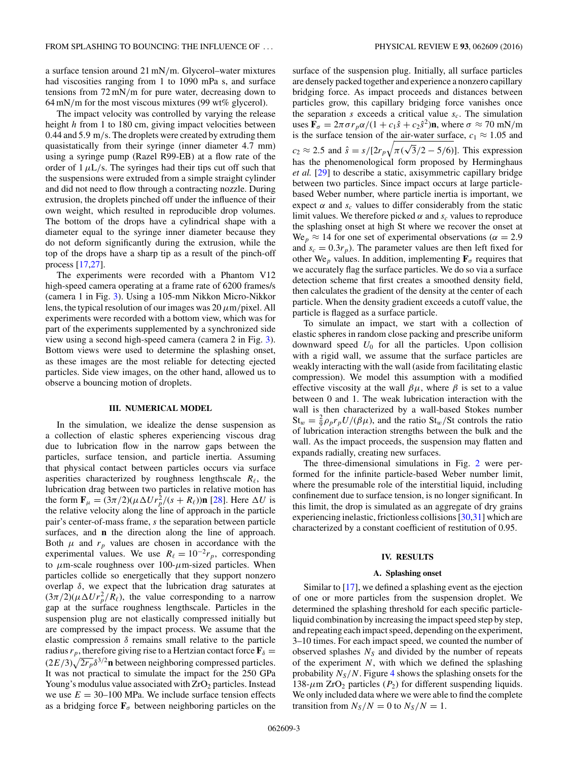a surface tension around 21 mN/m. Glycerol–water mixtures had viscosities ranging from 1 to 1090 mPa s, and surface tensions from 72 mN/m for pure water, decreasing down to 64 mN/m for the most viscous mixtures (99 wt% glycerol).

The impact velocity was controlled by varying the release height $h$ from 1 to 180 cm, giving impact velocities between 0.44 and 5.9 m/s. The droplets were created by extruding them quasistatically from their syringe (inner diameter 4.7 mm) using a syringe pump (Razel R99-EB) at a flow rate of the order of 1 $\mu$L/s. The syringes had their tips cut off such that the suspensions were extruded from a simple straight cylinder and did not need to flow through a contracting nozzle. During extrusion, the droplets pinched off under the influence of their own weight, which resulted in reproducible drop volumes. The bottom of the drops have a cylindrical shape with a diameter equal to the syringe inner diameter because they do not deform significantly during the extrusion, while the top of the drops have a sharp tip as a result of the pinch-off process [17,27].

The experiments were recorded with a Phantom V12 high-speed camera operating at a frame rate of 6200 frames/s (camera 1 in Fig. 3). Using a 105-mm Nikkon Micro-Nikkor lens, the typical resolution of our images was 20 $\mu$m/pixel. All experiments were recorded with a bottom view, which was for part of the experiments supplemented by a synchronized side view using a second high-speed camera (camera 2 in Fig. 3). Bottom views were used to determine the splashing onset, as these images are the most reliable for detecting ejected particles. Side view images, on the other hand, allowed us to observe a bouncing motion of droplets.

## III. NUMERICAL MODEL

In the simulation, we idealize the dense suspension as a collection of elastic spheres experiencing viscous drag due to lubrication flow in the narrow gaps between the particles, surface tension, and particle inertia. Assuming that physical contact between particles occurs via surface asperities characterized by roughness lengthscale $R_\ell$, the lubrication drag between two particles in relative motion has the form $\mathbf{F}_\mu = (3\pi/2)(\mu \Delta U r_p^2/(s + R_\ell))\mathbf{n}$ [28]. Here $\Delta U$ is the relative velocity along the line of approach in the particle pair's center-of-mass frame, $s$ the separation between particle surfaces, and $\mathbf{n}$ the direction along the line of approach. Both $\mu$ and $r_p$ values are chosen in accordance with the experimental values. We use $R_\ell = 10^{-2} r_p$, corresponding to $\mu$m-scale roughness over 100-$\mu$m-sized particles. When particles collide so energetically that they support nonzero overlap $\delta$, we expect that the lubrication drag saturates at $(3\pi/2)(\mu \Delta U r_p^2/R_\ell)$, the value corresponding to a narrow gap at the surface roughness lengthscale. Particles in the suspension plug are not elastically compressed initially but are compressed by the impact process. We assume that the elastic compression $\delta$ remains small relative to the particle radius $r_p$, therefore giving rise to a Hertzian contact force $\mathbf{F}_\delta = (2E/3)\sqrt{2r_p}\delta^{3/2}\mathbf{n}$ between neighboring compressed particles. It was not practical to simulate the impact for the 250 GPa Young's modulus value associated with $ZrO_2$ particles. Instead we use $E = 30$–$100$ MPa. We include surface tension effects as a bridging force $\mathbf{F}_\sigma$ between neighboring particles on the surface of the suspension plug. Initially, all surface particles are densely packed together and experience a nonzero capillary bridging force. As impact proceeds and distances between particles grow, this capillary bridging force vanishes once the separation $s$ exceeds a critical value $s_c$. The simulation uses $\mathbf{F}_\sigma = 2\pi\sigma r_p \alpha/(1 + c_1\hat{s} + c_2\hat{s}^2)\mathbf{n}$, where $\sigma \approx 70$ mN/m is the surface tension of the air-water surface, $c_1 \approx 1.05$ and $c_2 \approx 2.5$ and $\hat{s} = s/[2r_p\sqrt{\pi(\sqrt{3}/2 - 5/6)}]$. This expression has the phenomenological form proposed by Herminghaus *et al.* [29] to describe a static, axisymmetric capillary bridge between two particles. Since impact occurs at large particle-based Weber number, where particle inertia is important, we expect $\alpha$ and $s_c$ values to differ considerably from the static limit values. We therefore picked $\alpha$ and $s_c$ values to reproduce the splashing onset at high St where we recover the onset at $\mathrm{We}_p \approx 14$ for one set of experimental observations ($\alpha = 2.9$ and $s_c = 0.3 r_p$). The parameter values are then left fixed for other $\mathrm{We}_p$ values. In addition, implementing $\mathbf{F}_\sigma$ requires that we accurately flag the surface particles. We do so via a surface detection scheme that first creates a smoothed density field, then calculates the gradient of the density at the center of each particle. When the density gradient exceeds a cutoff value, the particle is flagged as a surface particle.

To simulate an impact, we start with a collection of elastic spheres in random close packing and prescribe uniform downward speed $U_0$ for all the particles. Upon collision with a rigid wall, we assume that the surface particles are weakly interacting with the wall (aside from facilitating elastic compression). We model this assumption with a modified effective viscosity at the wall $\beta\mu$, where $\beta$ is set to a value between 0 and 1. The weak lubrication interaction with the wall is then characterized by a wall-based Stokes number $\mathrm{St}_w = \frac{2}{9}\rho_p r_p U/(\beta\mu)$, and the ratio $\mathrm{St}_w/\mathrm{St}$ controls the ratio of lubrication interaction strengths between the bulk and the wall. As the impact proceeds, the suspension may flatten and expands radially, creating new surfaces.

The three-dimensional simulations in Fig. 2 were performed for the infinite particle-based Weber number limit, where the presumable role of the interstitial liquid, including confinement due to surface tension, is no longer significant. In this limit, the drop is simulated as an aggregate of dry grains experiencing inelastic, frictionless collisions [30,31] which are characterized by a constant coefficient of restitution of 0.95.

## IV. RESULTS

### A. Splashing onset

Similar to [17], we defined a splashing event as the ejection of one or more particles from the suspension droplet. We determined the splashing threshold for each specific particle-liquid combination by increasing the impact speed step by step, and repeating each impact speed, depending on the experiment, 3–10 times. For each impact speed, we counted the number of observed splashes $N_S$ and divided by the number of repeats of the experiment $N$, with which we defined the splashing probability $N_S/N$. Figure 4 shows the splashing onsets for the 138-$\mu$m $ZrO_2$ particles ($P_2$) for different suspending liquids. We only included data where we were able to find the complete transition from $N_S/N = 0$ to $N_S/N = 1$.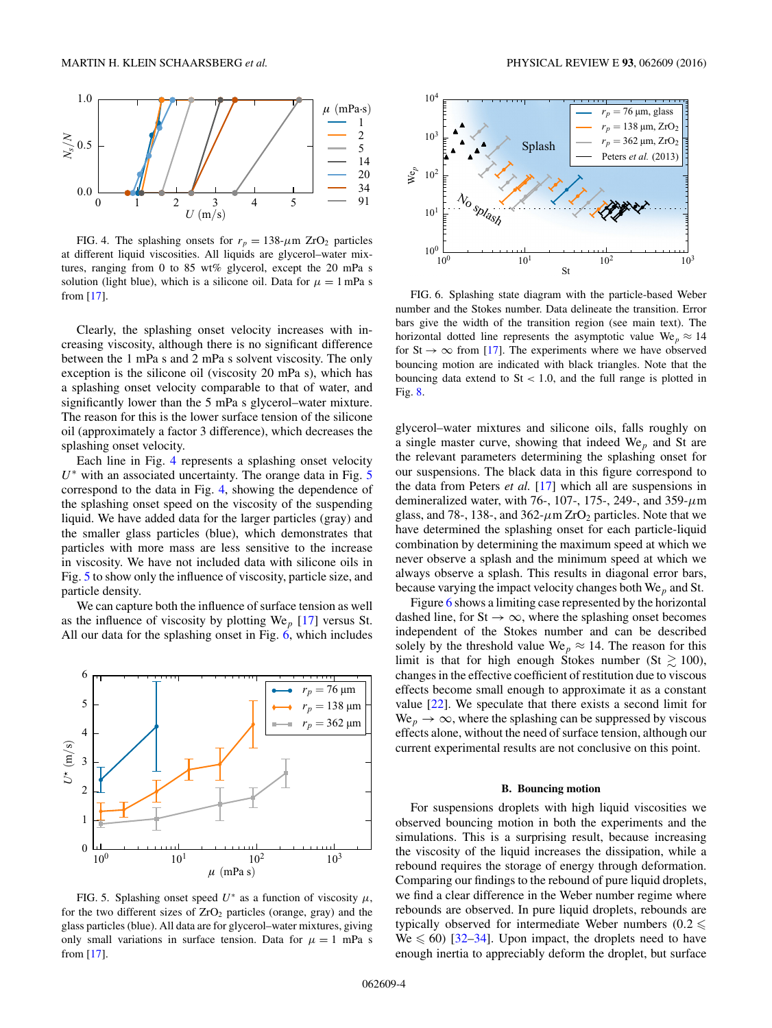FIG. 4. The splashing onsets for $r_p = 138$-$\mu$m $ZrO_2$ particles at different liquid viscosities. All liquids are glycerol–water mixtures, ranging from 0 to 85 wt% glycerol, except the 20 mPa s solution (light blue), which is a silicone oil. Data for $\mu = 1$ mPa s from [17].

Clearly, the splashing onset velocity increases with increasing viscosity, although there is no significant difference between the 1 mPa s and 2 mPa s solvent viscosity. The only exception is the silicone oil (viscosity 20 mPa s), which has a splashing onset velocity comparable to that of water, and significantly lower than the 5 mPa s glycerol–water mixture. The reason for this is the lower surface tension of the silicone oil (approximately a factor 3 difference), which decreases the splashing onset velocity.

Each line in Fig. 4 represents a splashing onset velocity $U^*$ with an associated uncertainty. The orange data in Fig. 5 correspond to the data in Fig. 4, showing the dependence of the splashing onset speed on the viscosity of the suspending liquid. We have added data for the larger particles (gray) and the smaller glass particles (blue), which demonstrates that particles with more mass are less sensitive to the increase in viscosity. We have not included data with silicone oils in Fig. 5 to show only the influence of viscosity, particle size, and particle density.

We can capture both the influence of surface tension as well as the influence of viscosity by plotting $\mathrm{We}_p$ [17] versus St. All our data for the splashing onset in Fig. 6, which includes glycerol–water mixtures and silicone oils, falls roughly on a single master curve, showing that indeed $\mathrm{We}_p$ and St are the relevant parameters determining the splashing onset for our suspensions. The black data in this figure correspond to the data from Peters *et al.* [17] which all are suspensions in demineralized water, with 76-, 107-, 175-, 249-, and 359-$\mu$m glass, and 78-, 138-, and 362-$\mu$m $ZrO_2$ particles. Note that we have determined the splashing onset for each particle-liquid combination by determining the maximum speed at which we never observe a splash and the minimum speed at which we always observe a splash. This results in diagonal error bars, because varying the impact velocity changes both $\mathrm{We}_p$ and St.

FIG. 5. Splashing onset speed $U^*$ as a function of viscosity $\mu$, for the two different sizes of $ZrO_2$ particles (orange, gray) and the glass particles (blue). All data are for glycerol–water mixtures, giving only small variations in surface tension. Data for $\mu = 1$ mPa s from [17].

FIG. 6. Splashing state diagram with the particle-based Weber number and the Stokes number. Data delineate the transition. Error bars give the width of the transition region (see main text). The horizontal dotted line represents the asymptotic value $\mathrm{We}_p \approx 14$ for $\mathrm{St} \to \infty$ from [17]. The experiments where we have observed bouncing motion are indicated with black triangles. Note that the bouncing data extend to $\mathrm{St} < 1.0$, and the full range is plotted in Fig. 8.

Figure 6 shows a limiting case represented by the horizontal dashed line, for $\mathrm{St} \to \infty$, where the splashing onset becomes independent of the Stokes number and can be described solely by the threshold value $\mathrm{We}_p \approx 14$. The reason for this limit is that for high enough Stokes number ($\mathrm{St} \gtrsim 100$), changes in the effective coefficient of restitution due to viscous effects become small enough to approximate it as a constant value [22]. We speculate that there exists a second limit for $\mathrm{We}_p \to \infty$, where the splashing can be suppressed by viscous effects alone, without the need of surface tension, although our current experimental results are not conclusive on this point.

### B. Bouncing motion

For suspensions droplets with high liquid viscosities we observed bouncing motion in both the experiments and the simulations. This is a surprising result, because increasing the viscosity of the liquid increases the dissipation, while a rebound requires the storage of energy through deformation. Comparing our findings to the rebound of pure liquid droplets, we find a clear difference in the Weber number regime where rebounds are observed. In pure liquid droplets, rebounds are typically observed for intermediate Weber numbers ($0.2 \leqslant \mathrm{We} \leqslant 60$) [32–34]. Upon impact, the droplets need to have enough inertia to appreciably deform the droplet, but surface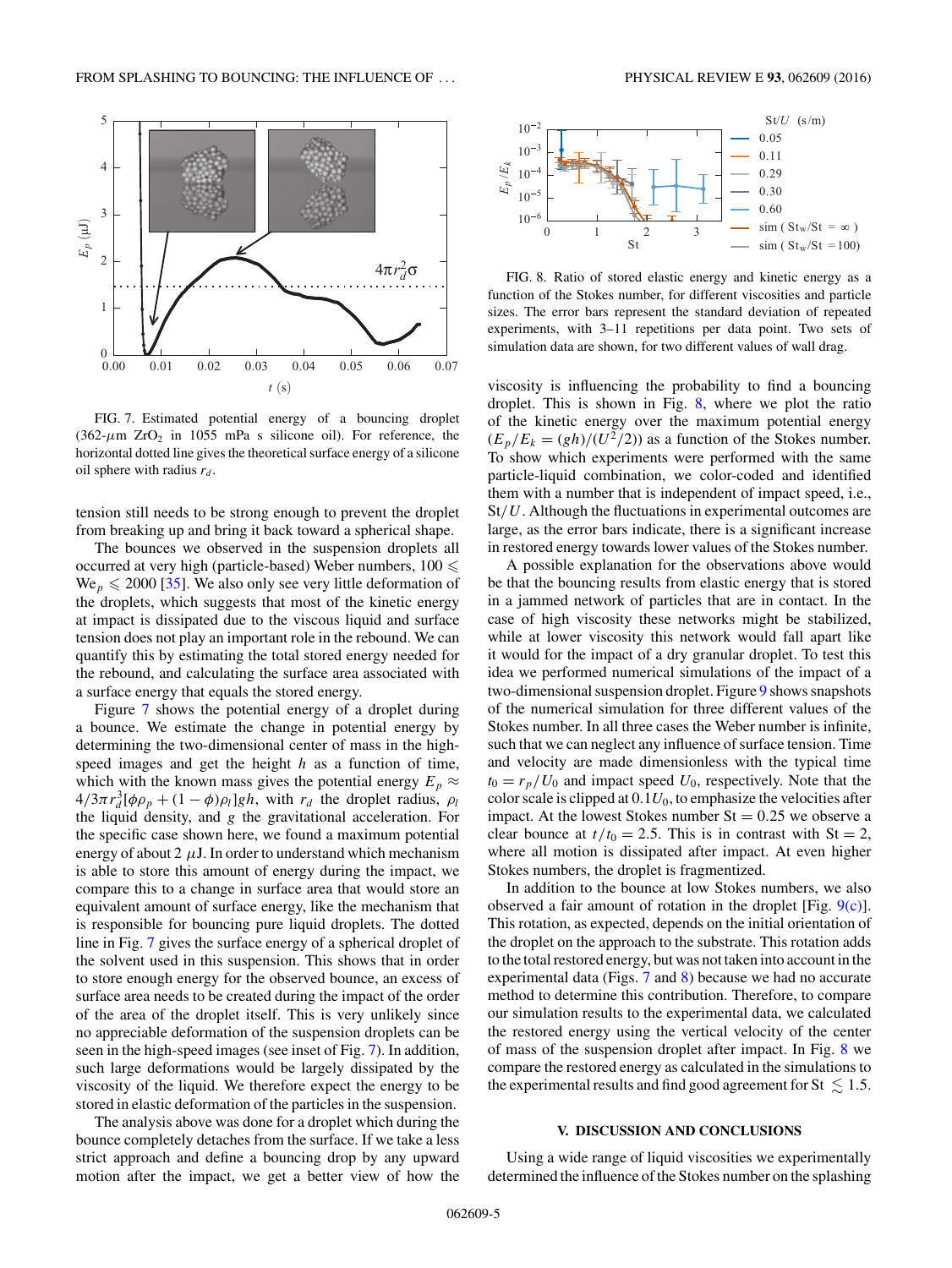FIG. 7. Estimated potential energy of a bouncing droplet (362-$\mu$m $ZrO_2$ in 1055 mPa s silicone oil). For reference, the horizontal dotted line gives the theoretical surface energy of a silicone oil sphere with radius $r_d$.

tension still needs to be strong enough to prevent the droplet from breaking up and bring it back toward a spherical shape.

The bounces we observed in the suspension droplets all occurred at very high (particle-based) Weber numbers, $100 \leqslant \mathrm{We}_p \leqslant 2000$ [35]. We also only see very little deformation of the droplets, which suggests that most of the kinetic energy at impact is dissipated due to the viscous liquid and surface tension does not play an important role in the rebound. We can quantify this by estimating the total stored energy needed for the rebound, and calculating the surface area associated with a surface energy that equals the stored energy.

Figure 7 shows the potential energy of a droplet during a bounce. We estimate the change in potential energy by determining the two-dimensional center of mass in the high-speed images and get the height $h$ as a function of time, which with the known mass gives the potential energy $E_p \approx 4/3\pi r_d^3[\phi\rho_p + (1-\phi)\rho_l]gh$, with $r_d$ the droplet radius, $\rho_l$ the liquid density, and $g$ the gravitational acceleration. For the specific case shown here, we found a maximum potential energy of about 2 $\mu$J. In order to understand which mechanism is able to store this amount of energy during the impact, we compare this to a change in surface area that would store an equivalent amount of surface energy, like the mechanism that is responsible for bouncing pure liquid droplets. The dotted line in Fig. 7 gives the surface energy of a spherical droplet of the solvent used in this suspension. This shows that in order to store enough energy for the observed bounce, an excess of surface area needs to be created during the impact of the order of the area of the droplet itself. This is very unlikely since no appreciable deformation of the suspension droplets can be seen in the high-speed images (see inset of Fig. 7). In addition, such large deformations would be largely dissipated by the viscosity of the liquid. We therefore expect the energy to be stored in elastic deformation of the particles in the suspension.

The analysis above was done for a droplet which during the bounce completely detaches from the surface. If we take a less strict approach and define a bouncing drop by any upward motion after the impact, we get a better view of how the viscosity is influencing the probability to find a bouncing droplet. This is shown in Fig. 8, where we plot the ratio of the kinetic energy over the maximum potential energy ($E_p/E_k = (gh)/(U^2/2)$) as a function of the Stokes number. To show which experiments were performed with the same particle-liquid combination, we color-coded and identified them with a number that is independent of impact speed, i.e., $\mathrm{St}/U$. Although the fluctuations in experimental outcomes are large, as the error bars indicate, there is a significant increase in restored energy towards lower values of the Stokes number.

FIG. 8. Ratio of stored elastic energy and kinetic energy as a function of the Stokes number, for different viscosities and particle sizes. The error bars represent the standard deviation of repeated experiments, with 3–11 repetitions per data point. Two sets of simulation data are shown, for two different values of wall drag.

A possible explanation for the observations above would be that the bouncing results from elastic energy that is stored in a jammed network of particles that are in contact. In the case of high viscosity these networks might be stabilized, while at lower viscosity this network would fall apart like it would for the impact of a dry granular droplet. To test this idea we performed numerical simulations of the impact of a two-dimensional suspension droplet. Figure 9 shows snapshots of the numerical simulation for three different values of the Stokes number. In all three cases the Weber number is infinite, such that we can neglect any influence of surface tension. Time and velocity are made dimensionless with the typical time $t_0 = r_p/U_0$ and impact speed $U_0$, respectively. Note that the color scale is clipped at $0.1U_0$, to emphasize the velocities after impact. At the lowest Stokes number $\mathrm{St} = 0.25$ we observe a clear bounce at $t/t_0 = 2.5$. This is in contrast with $\mathrm{St} = 2$, where all motion is dissipated after impact. At even higher Stokes numbers, the droplet is fragmentized.

In addition to the bounce at low Stokes numbers, we also observed a fair amount of rotation in the droplet [Fig. 9(c)]. This rotation, as expected, depends on the initial orientation of the droplet on the approach to the substrate. This rotation adds to the total restored energy, but was not taken into account in the experimental data (Figs. 7 and 8) because we had no accurate method to determine this contribution. Therefore, to compare our simulation results to the experimental data, we calculated the restored energy using the vertical velocity of the center of mass of the suspension droplet after impact. In Fig. 8 we compare the restored energy as calculated in the simulations to the experimental results and find good agreement for $\mathrm{St} \lesssim 1.5$.

## V. DISCUSSION AND CONCLUSIONS

Using a wide range of liquid viscosities we experimentally determined the influence of the Stokes number on the splashing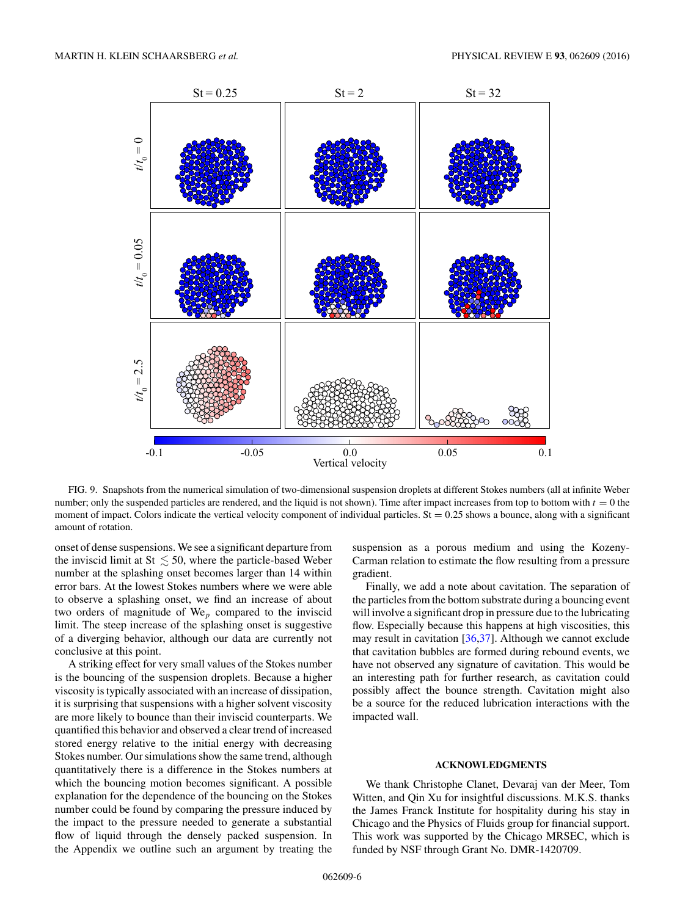FIG. 9. Snapshots from the numerical simulation of two-dimensional suspension droplets at different Stokes numbers (all at infinite Weber number; only the suspended particles are rendered, and the liquid is not shown). Time after impact increases from top to bottom with $t = 0$ the moment of impact. Colors indicate the vertical velocity component of individual particles. St = 0.25 shows a bounce, along with a significant amount of rotation.

onset of dense suspensions. We see a significant departure from the inviscid limit at St $\lesssim 50$, where the particle-based Weber number at the splashing onset becomes larger than 14 within error bars. At the lowest Stokes numbers where we were able to observe a splashing onset, we find an increase of about two orders of magnitude of $\mathrm{We}_p$ compared to the inviscid limit. The steep increase of the splashing onset is suggestive of a diverging behavior, although our data are currently not conclusive at this point.

A striking effect for very small values of the Stokes number is the bouncing of the suspension droplets. Because a higher viscosity is typically associated with an increase of dissipation, it is surprising that suspensions with a higher solvent viscosity are more likely to bounce than their inviscid counterparts. We quantified this behavior and observed a clear trend of increased stored energy relative to the initial energy with decreasing Stokes number. Our simulations show the same trend, although quantitatively there is a difference in the Stokes numbers at which the bouncing motion becomes significant. A possible explanation for the dependence of the bouncing on the Stokes number could be found by comparing the pressure induced by the impact to the pressure needed to generate a substantial flow of liquid through the densely packed suspension. In the Appendix we outline such an argument by treating the suspension as a porous medium and using the Kozeny-Carman relation to estimate the flow resulting from a pressure gradient.

Finally, we add a note about cavitation. The separation of the particles from the bottom substrate during a bouncing event will involve a significant drop in pressure due to the lubricating flow. Especially because this happens at high viscosities, this may result in cavitation [36,37]. Although we cannot exclude that cavitation bubbles are formed during rebound events, we have not observed any signature of cavitation. This would be an interesting path for further research, as cavitation could possibly affect the bounce strength. Cavitation might also be a source for the reduced lubrication interactions with the impacted wall.

## ACKNOWLEDGMENTS

We thank Christophe Clanet, Devaraj van der Meer, Tom Witten, and Qin Xu for insightful discussions. M.K.S. thanks the James Franck Institute for hospitality during his stay in Chicago and the Physics of Fluids group for financial support. This work was supported by the Chicago MRSEC, which is funded by NSF through Grant No. DMR-1420709.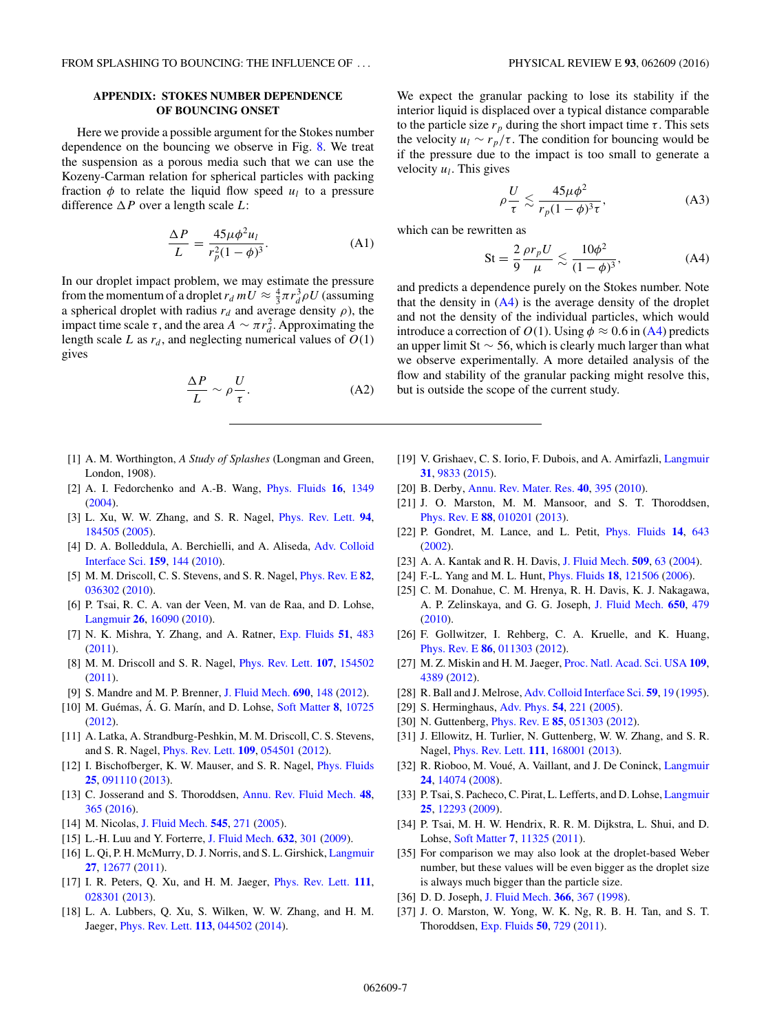## APPENDIX: STOKES NUMBER DEPENDENCE OF BOUNCING ONSET

Here we provide a possible argument for the Stokes number dependence on the bouncing we observe in Fig. 8. We treat the suspension as a porous media such that we can use the Kozeny-Carman relation for spherical particles with packing fraction $\phi$ to relate the liquid flow speed $u_l$ to a pressure difference $\Delta P$ over a length scale $L$:

$$\frac{\Delta P}{L} = \frac{45\mu\phi^2 u_l}{r_p^2(1-\phi)^3}. \tag{A1}$$

In our droplet impact problem, we may estimate the pressure from the momentum of a droplet $r_d\, mU \approx \frac{4}{3}\pi r_d^3 \rho U$ (assuming a spherical droplet with radius $r_d$ and average density $\rho$), the impact time scale $\tau$, and the area $A \sim \pi r_d^2$. Approximating the length scale $L$ as $r_d$, and neglecting numerical values of $O(1)$ gives

$$\frac{\Delta P}{L} \sim \rho\frac{U}{\tau}. \tag{A2}$$

We expect the granular packing to lose its stability if the interior liquid is displaced over a typical distance comparable to the particle size $r_p$ during the short impact time $\tau$. This sets the velocity $u_l \sim r_p/\tau$. The condition for bouncing would be if the pressure due to the impact is too small to generate a velocity $u_l$. This gives

$$\rho\frac{U}{\tau} \lesssim \frac{45\mu\phi^2}{r_p(1-\phi)^3\tau}, \tag{A3}$$

which can be rewritten as

$$\mathrm{St} = \frac{2}{9}\frac{\rho r_p U}{\mu} \lesssim \frac{10\phi^2}{(1-\phi)^3}, \tag{A4}$$

and predicts a dependence purely on the Stokes number. Note that the density in (A4) is the average density of the droplet and not the density of the individual particles, which would introduce a correction of $O(1)$. Using $\phi \approx 0.6$ in (A4) predicts an upper limit St $\sim 56$, which is clearly much larger than what we observe experimentally. A more detailed analysis of the flow and stability of the granular packing might resolve this, but is outside the scope of the current study.

---

[1] A. M. Worthington, *A Study of Splashes* (Longman and Green, London, 1908).

[2] A. I. Fedorchenko and A.-B. Wang, Phys. Fluids **16**, 1349 (2004).

[3] L. Xu, W. W. Zhang, and S. R. Nagel, Phys. Rev. Lett. **94**, 184505 (2005).

[4] D. A. Bolleddula, A. Berchielli, and A. Aliseda, Adv. Colloid Interface Sci. **159**, 144 (2010).

[5] M. M. Driscoll, C. S. Stevens, and S. R. Nagel, Phys. Rev. E **82**, 036302 (2010).

[6] P. Tsai, R. C. A. van der Veen, M. van de Raa, and D. Lohse, Langmuir **26**, 16090 (2010).

[7] N. K. Mishra, Y. Zhang, and A. Ratner, Exp. Fluids **51**, 483 (2011).

[8] M. M. Driscoll and S. R. Nagel, Phys. Rev. Lett. **107**, 154502 (2011).

[9] S. Mandre and M. P. Brenner, J. Fluid Mech. **690**, 148 (2012).

[10] M. Guémas, Á. G. Marín, and D. Lohse, Soft Matter **8**, 10725 (2012).

[11] A. Latka, A. Strandburg-Peshkin, M. M. Driscoll, C. S. Stevens, and S. R. Nagel, Phys. Rev. Lett. **109**, 054501 (2012).

[12] I. Bischofberger, K. W. Mauser, and S. R. Nagel, Phys. Fluids **25**, 091110 (2013).

[13] C. Josserand and S. Thoroddsen, Annu. Rev. Fluid Mech. **48**, 365 (2016).

[14] M. Nicolas, J. Fluid Mech. **545**, 271 (2005).

[15] L.-H. Luu and Y. Forterre, J. Fluid Mech. **632**, 301 (2009).

[16] L. Qi, P. H. McMurry, D. J. Norris, and S. L. Girshick, Langmuir **27**, 12677 (2011).

[17] I. R. Peters, Q. Xu, and H. M. Jaeger, Phys. Rev. Lett. **111**, 028301 (2013).

[18] L. A. Lubbers, Q. Xu, S. Wilken, W. W. Zhang, and H. M. Jaeger, Phys. Rev. Lett. **113**, 044502 (2014).

[19] V. Grishaev, C. S. Iorio, F. Dubois, and A. Amirfazli, Langmuir **31**, 9833 (2015).

[20] B. Derby, Annu. Rev. Mater. Res. **40**, 395 (2010).

[21] J. O. Marston, M. M. Mansoor, and S. T. Thoroddsen, Phys. Rev. E **88**, 010201 (2013).

[22] P. Gondret, M. Lance, and L. Petit, Phys. Fluids **14**, 643 (2002).

[23] A. A. Kantak and R. H. Davis, J. Fluid Mech. **509**, 63 (2004).

[24] F.-L. Yang and M. L. Hunt, Phys. Fluids **18**, 121506 (2006).

[25] C. M. Donahue, C. M. Hrenya, R. H. Davis, K. J. Nakagawa, A. P. Zelinskaya, and G. G. Joseph, J. Fluid Mech. **650**, 479 (2010).

[26] F. Gollwitzer, I. Rehberg, C. A. Kruelle, and K. Huang, Phys. Rev. E **86**, 011303 (2012).

[27] M. Z. Miskin and H. M. Jaeger, Proc. Natl. Acad. Sci. USA **109**, 4389 (2012).

[28] R. Ball and J. Melrose, Adv. Colloid Interface Sci. **59**, 19 (1995).

[29] S. Herminghaus, Adv. Phys. **54**, 221 (2005).

[30] N. Guttenberg, Phys. Rev. E **85**, 051303 (2012).

[31] J. Ellowitz, H. Turlier, N. Guttenberg, W. W. Zhang, and S. R. Nagel, Phys. Rev. Lett. **111**, 168001 (2013).

[32] R. Rioboo, M. Voué, A. Vaillant, and J. De Coninck, Langmuir **24**, 14074 (2008).

[33] P. Tsai, S. Pacheco, C. Pirat, L. Lefferts, and D. Lohse, Langmuir **25**, 12293 (2009).

[34] P. Tsai, M. H. W. Hendrix, R. R. M. Dijkstra, L. Shui, and D. Lohse, Soft Matter **7**, 11325 (2011).

[35] For comparison we may also look at the droplet-based Weber number, but these values will be even bigger as the droplet size is always much bigger than the particle size.

[36] D. D. Joseph, J. Fluid Mech. **366**, 367 (1998).

[37] J. O. Marston, W. Yong, W. K. Ng, R. B. H. Tan, and S. T. Thoroddsen, Exp. Fluids **50**, 729 (2011).